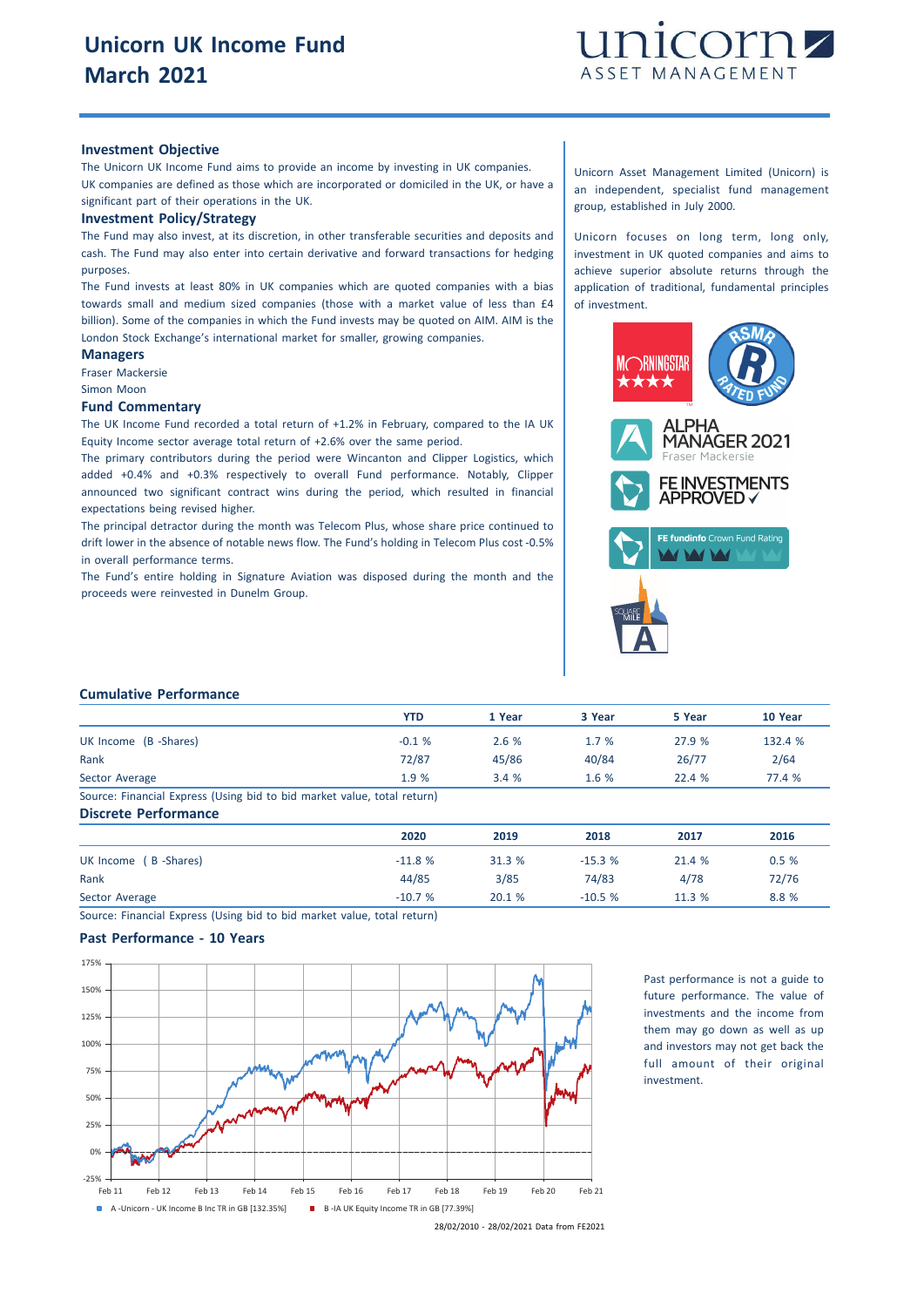# Unicorn UK Income Fund
# March 2021

## Investment Objective

The Unicorn UK Income Fund aims to provide an income by investing in UK companies.

UK companies are defined as those which are incorporated or domiciled in the UK, or have a significant part of their operations in the UK.

## Investment Policy/Strategy

The Fund may also invest, at its discretion, in other transferable securities and deposits and cash. The Fund may also enter into certain derivative and forward transactions for hedging purposes.

The Fund invests at least 80% in UK companies which are quoted companies with a bias towards small and medium sized companies (those with a market value of less than £4 billion). Some of the companies in which the Fund invests may be quoted on AIM. AIM is the London Stock Exchange's international market for smaller, growing companies.

## Managers

Fraser Mackersie

Simon Moon

## Fund Commentary

The UK Income Fund recorded a total return of +1.2% in February, compared to the IA UK Equity Income sector average total return of +2.6% over the same period.

The primary contributors during the period were Wincanton and Clipper Logistics, which added +0.4% and +0.3% respectively to overall Fund performance. Notably, Clipper announced two significant contract wins during the period, which resulted in financial expectations being revised higher.

The principal detractor during the month was Telecom Plus, whose share price continued to drift lower in the absence of notable news flow. The Fund's holding in Telecom Plus cost -0.5% in overall performance terms.

The Fund's entire holding in Signature Aviation was disposed during the month and the proceeds were reinvested in Dunelm Group.

Unicorn Asset Management Limited (Unicorn) is an independent, specialist fund management group, established in July 2000.

Unicorn focuses on long term, long only, investment in UK quoted companies and aims to achieve superior absolute returns through the application of traditional, fundamental principles of investment.

## Cumulative Performance

| | YTD | 1 Year | 3 Year | 5 Year | 10 Year |
|---|---|---|---|---|---|
| UK Income (B -Shares) | -0.1 % | 2.6 % | 1.7 % | 27.9 % | 132.4 % |
| Rank | 72/87 | 45/86 | 40/84 | 26/77 | 2/64 |
| Sector Average | 1.9 % | 3.4 % | 1.6 % | 22.4 % | 77.4 % |

Source: Financial Express (Using bid to bid market value, total return)

## Discrete Performance

| | 2020 | 2019 | 2018 | 2017 | 2016 |
|---|---|---|---|---|---|
| UK Income ( B -Shares) | -11.8 % | 31.3 % | -15.3 % | 21.4 % | 0.5 % |
| Rank | 44/85 | 3/85 | 74/83 | 4/78 | 72/76 |
| Sector Average | -10.7 % | 20.1 % | -10.5 % | 11.3 % | 8.8 % |

Source: Financial Express (Using bid to bid market value, total return)

## Past Performance - 10 Years

A -Unicorn - UK Income B Inc TR in GB [132.35%]　B -IA UK Equity Income TR in GB [77.39%]

28/02/2010 - 28/02/2021 Data from FE2021

Past performance is not a guide to future performance. The value of investments and the income from them may go down as well as up and investors may not get back the full amount of their original investment.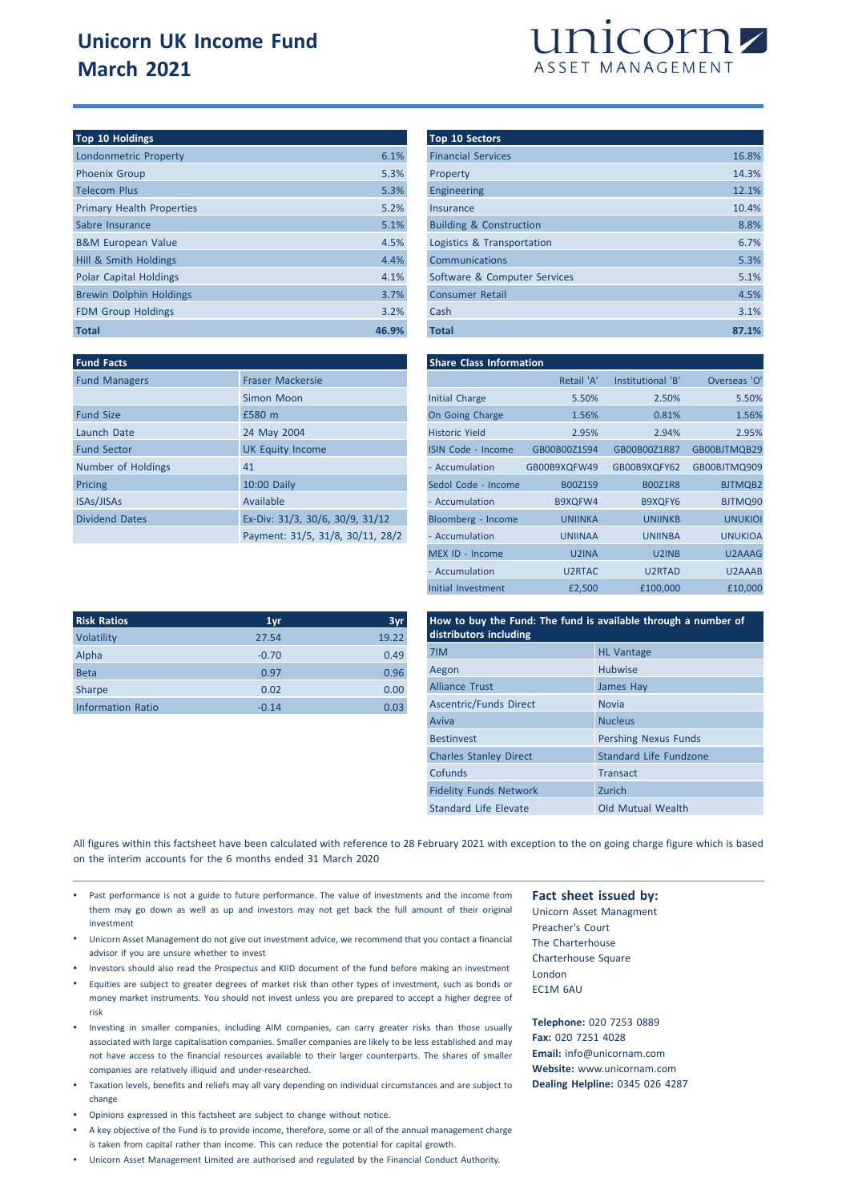# Unicorn UK Income Fund
# March 2021

| Top 10 Holdings | |
|---|---|
| Londonmetric Property | 6.1% |
| Phoenix Group | 5.3% |
| Telecom Plus | 5.3% |
| Primary Health Properties | 5.2% |
| Sabre Insurance | 5.1% |
| B&M European Value | 4.5% |
| Hill & Smith Holdings | 4.4% |
| Polar Capital Holdings | 4.1% |
| Brewin Dolphin Holdings | 3.7% |
| FDM Group Holdings | 3.2% |
| **Total** | **46.9%** |

| Top 10 Sectors | |
|---|---|
| Financial Services | 16.8% |
| Property | 14.3% |
| Engineering | 12.1% |
| Insurance | 10.4% |
| Building & Construction | 8.8% |
| Logistics & Transportation | 6.7% |
| Communications | 5.3% |
| Software & Computer Services | 5.1% |
| Consumer Retail | 4.5% |
| Cash | 3.1% |
| **Total** | **87.1%** |

| Fund Facts | |
|---|---|
| Fund Managers | Fraser Mackersie |
| | Simon Moon |
| Fund Size | £580 m |
| Launch Date | 24 May 2004 |
| Fund Sector | UK Equity Income |
| Number of Holdings | 41 |
| Pricing | 10:00 Daily |
| ISAs/JISAs | Available |
| Dividend Dates | Ex-Div: 31/3, 30/6, 30/9, 31/12 |
| | Payment: 31/5, 31/8, 30/11, 28/2 |

| Share Class Information | Retail 'A' | Institutional 'B' | Overseas 'O' |
|---|---|---|---|
| Initial Charge | 5.50% | 2.50% | 5.50% |
| On Going Charge | 1.56% | 0.81% | 1.56% |
| Historic Yield | 2.95% | 2.94% | 2.95% |
| ISIN Code - Income | GB00B00Z1S94 | GB00B00Z1R87 | GB00BJTMQB29 |
| - Accumulation | GB00B9XQFW49 | GB00B9XQFY62 | GB00BJTMQ909 |
| Sedol Code - Income | B00Z1S9 | B00Z1R8 | BJTMQB2 |
| - Accumulation | B9XQFW4 | B9XQFY6 | BJTMQ90 |
| Bloomberg - Income | UNIINKA | UNIINKB | UNUKIOI |
| - Accumulation | UNIINAA | UNIINBA | UNUKIOA |
| MEX ID - Income | U2INA | U2INB | U2AAAG |
| - Accumulation | U2RTAC | U2RTAD | U2AAAB |
| Initial Investment | £2,500 | £100,000 | £10,000 |

| Risk Ratios | 1yr | 3yr |
|---|---|---|
| Volatility | 27.54 | 19.22 |
| Alpha | -0.70 | 0.49 |
| Beta | 0.97 | 0.96 |
| Sharpe | 0.02 | 0.00 |
| Information Ratio | -0.14 | 0.03 |

| How to buy the Fund: The fund is available through a number of distributors including | |
|---|---|
| 7IM | HL Vantage |
| Aegon | Hubwise |
| Alliance Trust | James Hay |
| Ascentric/Funds Direct | Novia |
| Aviva | Nucleus |
| Bestinvest | Pershing Nexus Funds |
| Charles Stanley Direct | Standard Life Fundzone |
| Cofunds | Transact |
| Fidelity Funds Network | Zurich |
| Standard Life Elevate | Old Mutual Wealth |

All figures within this factsheet have been calculated with reference to 28 February 2021 with exception to the on going charge figure which is based on the interim accounts for the 6 months ended 31 March 2020

- Past performance is not a guide to future performance. The value of investments and the income from them may go down as well as up and investors may not get back the full amount of their original investment
- Unicorn Asset Management do not give out investment advice, we recommend that you contact a financial advisor if you are unsure whether to invest
- Investors should also read the Prospectus and KIID document of the fund before making an investment
- Equities are subject to greater degrees of market risk than other types of investment, such as bonds or money market instruments. You should not invest unless you are prepared to accept a higher degree of risk
- Investing in smaller companies, including AIM companies, can carry greater risks than those usually associated with large capitalisation companies. Smaller companies are likely to be less established and may not have access to the financial resources available to their larger counterparts. The shares of smaller companies are relatively illiquid and under-researched.
- Taxation levels, benefits and reliefs may all vary depending on individual circumstances and are subject to change
- Opinions expressed in this factsheet are subject to change without notice.
- A key objective of the Fund is to provide income, therefore, some or all of the annual management charge is taken from capital rather than income. This can reduce the potential for capital growth.
- Unicorn Asset Management Limited are authorised and regulated by the Financial Conduct Authority.

**Fact sheet issued by:**

Unicorn Asset Managment
Preacher's Court
The Charterhouse
Charterhouse Square
London
EC1M 6AU

**Telephone:** 020 7253 0889
**Fax:** 020 7251 4028
**Email:** info@unicornam.com
**Website:** www.unicornam.com
**Dealing Helpline:** 0345 026 4287